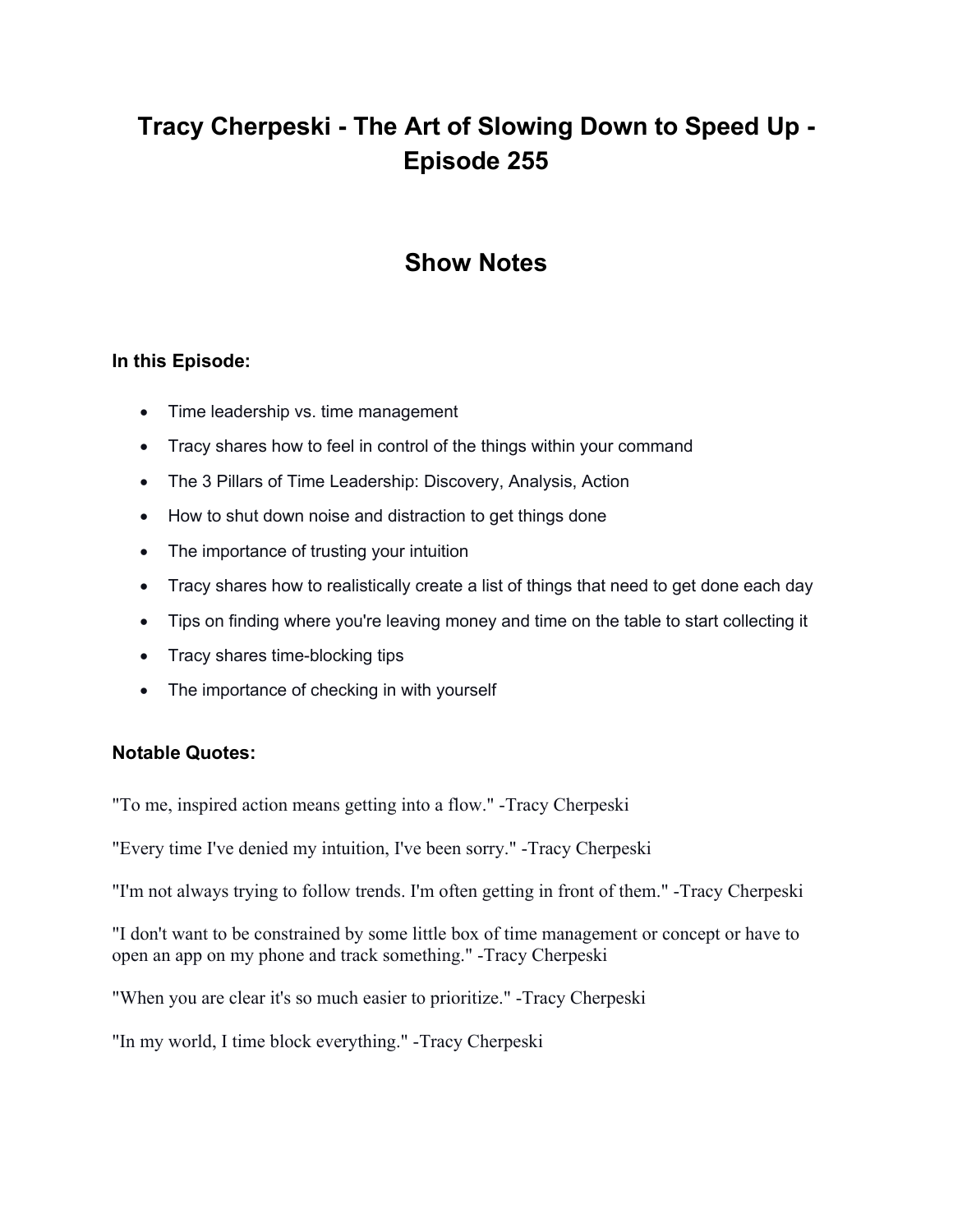# Tracy Cherpeski - The Art of Slowing Down to Speed Up - Episode 255

## Show Notes

### In this Episode:

- Time leadership vs. time management
- Tracy shares how to feel in control of the things within your command
- The 3 Pillars of Time Leadership: Discovery, Analysis, Action
- How to shut down noise and distraction to get things done
- The importance of trusting your intuition
- Tracy shares how to realistically create a list of things that need to get done each day
- Tips on finding where you're leaving money and time on the table to start collecting it
- Tracy shares time-blocking tips
- The importance of checking in with yourself

### Notable Quotes:

"To me, inspired action means getting into a flow." -Tracy Cherpeski

"Every time I've denied my intuition, I've been sorry." -Tracy Cherpeski

"I'm not always trying to follow trends. I'm often getting in front of them." -Tracy Cherpeski

"I don't want to be constrained by some little box of time management or concept or have to open an app on my phone and track something." -Tracy Cherpeski

"When you are clear it's so much easier to prioritize." -Tracy Cherpeski

"In my world, I time block everything." -Tracy Cherpeski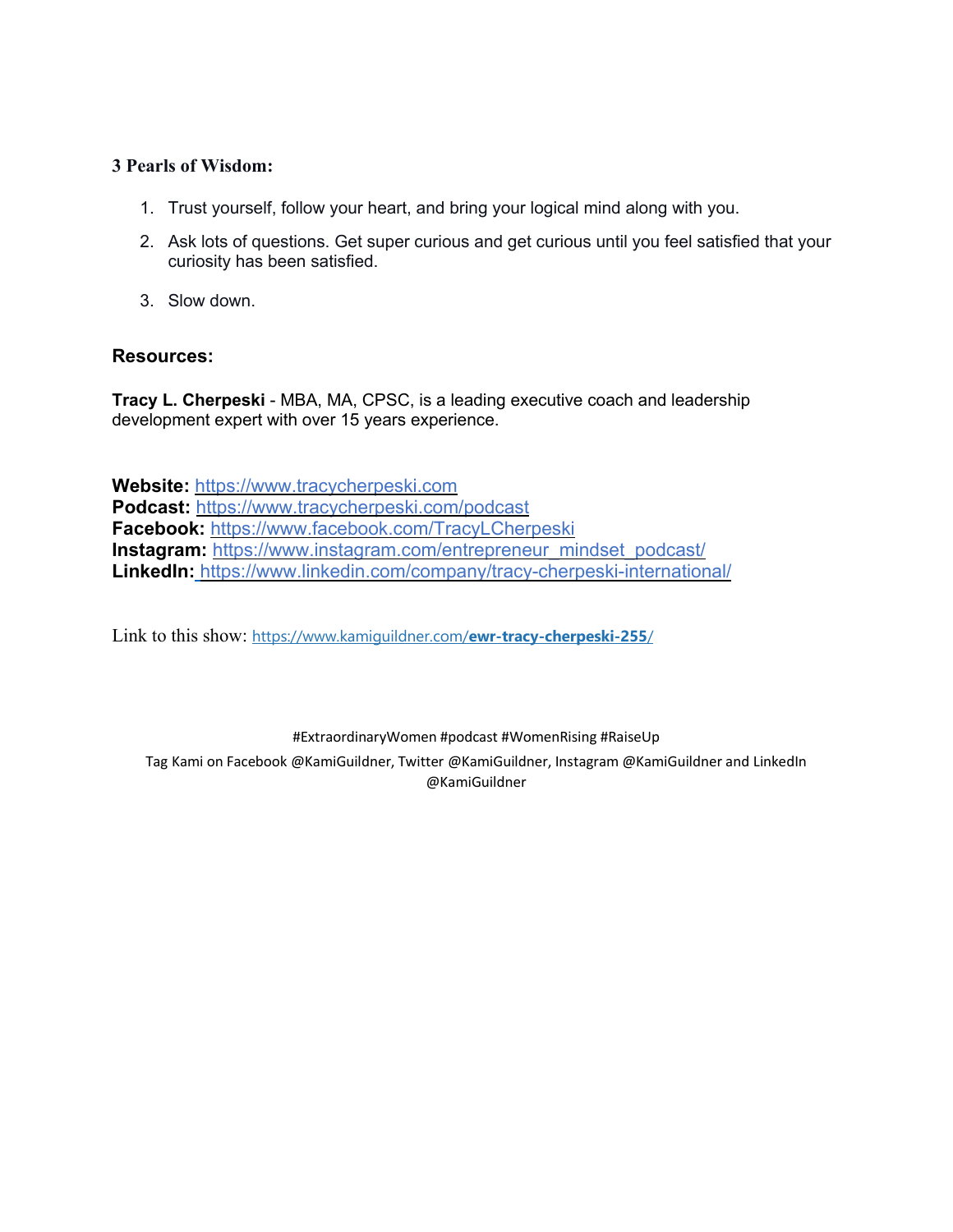### 3 Pearls of Wisdom:

1. Trust yourself, follow your heart, and bring your logical mind along with you.
2. Ask lots of questions. Get super curious and get curious until you feel satisfied that your curiosity has been satisfied.
3. Slow down.

### Resources:

**Tracy L. Cherpeski** - MBA, MA, CPSC, is a leading executive coach and leadership development expert with over 15 years experience.

**Website:** https://www.tracycherpeski.com
**Podcast:** https://www.tracycherpeski.com/podcast
**Facebook:** https://www.facebook.com/TracyLCherpeski
**Instagram:** https://www.instagram.com/entrepreneur_mindset_podcast/
**LinkedIn:** https://www.linkedin.com/company/tracy-cherpeski-international/

Link to this show: https://www.kamiguildner.com/**ewr-tracy-cherpeski-255**/

#ExtraordinaryWomen #podcast #WomenRising #RaiseUp

Tag Kami on Facebook @KamiGuildner, Twitter @KamiGuildner, Instagram @KamiGuildner and LinkedIn @KamiGuildner